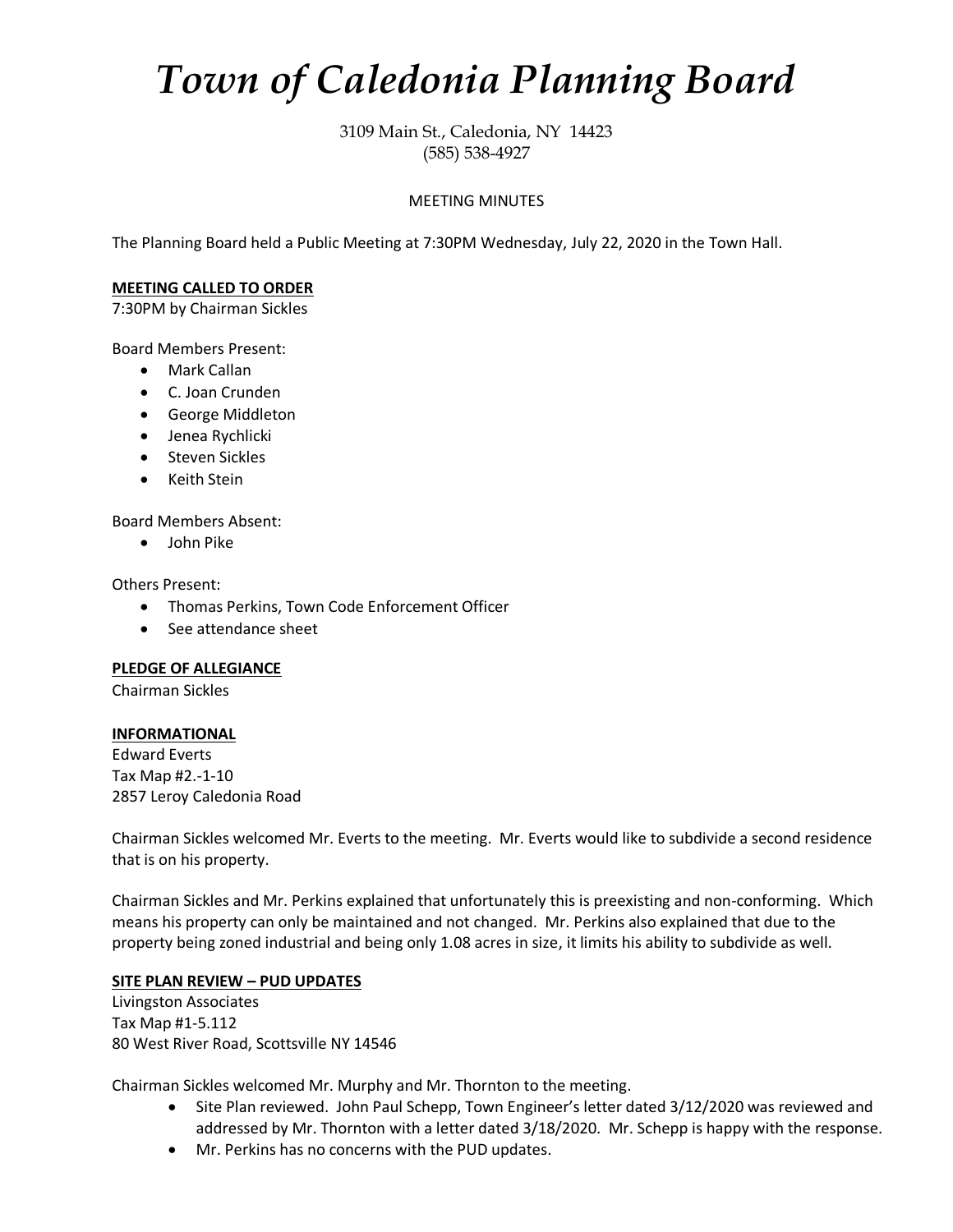# *Town of Caledonia Planning Board*

3109 Main St., Caledonia, NY 14423
(585) 538-4927

MEETING MINUTES

The Planning Board held a Public Meeting at 7:30PM Wednesday, July 22, 2020 in the Town Hall.

**MEETING CALLED TO ORDER**
7:30PM by Chairman Sickles

Board Members Present:

- Mark Callan
- C. Joan Crunden
- George Middleton
- Jenea Rychlicki
- Steven Sickles
- Keith Stein

Board Members Absent:

- John Pike

Others Present:

- Thomas Perkins, Town Code Enforcement Officer
- See attendance sheet

**PLEDGE OF ALLEGIANCE**
Chairman Sickles

**INFORMATIONAL**
Edward Everts
Tax Map #2.-1-10
2857 Leroy Caledonia Road

Chairman Sickles welcomed Mr. Everts to the meeting. Mr. Everts would like to subdivide a second residence that is on his property.

Chairman Sickles and Mr. Perkins explained that unfortunately this is preexisting and non-conforming. Which means his property can only be maintained and not changed. Mr. Perkins also explained that due to the property being zoned industrial and being only 1.08 acres in size, it limits his ability to subdivide as well.

**SITE PLAN REVIEW – PUD UPDATES**
Livingston Associates
Tax Map #1-5.112
80 West River Road, Scottsville NY 14546

Chairman Sickles welcomed Mr. Murphy and Mr. Thornton to the meeting.

- Site Plan reviewed. John Paul Schepp, Town Engineer's letter dated 3/12/2020 was reviewed and addressed by Mr. Thornton with a letter dated 3/18/2020. Mr. Schepp is happy with the response.
- Mr. Perkins has no concerns with the PUD updates.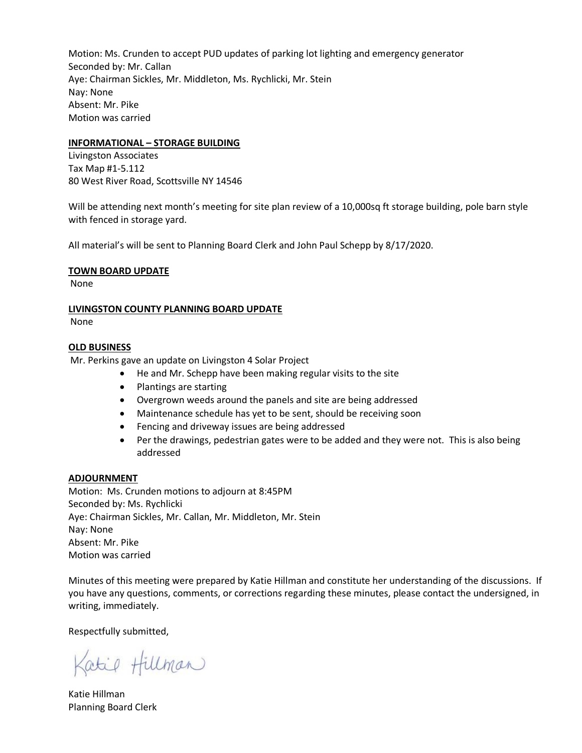Motion: Ms. Crunden to accept PUD updates of parking lot lighting and emergency generator
Seconded by: Mr. Callan
Aye: Chairman Sickles, Mr. Middleton, Ms. Rychlicki, Mr. Stein
Nay: None
Absent: Mr. Pike
Motion was carried

**INFORMATIONAL – STORAGE BUILDING**

Livingston Associates
Tax Map #1-5.112
80 West River Road, Scottsville NY 14546

Will be attending next month's meeting for site plan review of a 10,000sq ft storage building, pole barn style with fenced in storage yard.

All material's will be sent to Planning Board Clerk and John Paul Schepp by 8/17/2020.

**TOWN BOARD UPDATE**

None

**LIVINGSTON COUNTY PLANNING BOARD UPDATE**

None

**OLD BUSINESS**

Mr. Perkins gave an update on Livingston 4 Solar Project

- He and Mr. Schepp have been making regular visits to the site
- Plantings are starting
- Overgrown weeds around the panels and site are being addressed
- Maintenance schedule has yet to be sent, should be receiving soon
- Fencing and driveway issues are being addressed
- Per the drawings, pedestrian gates were to be added and they were not. This is also being addressed

**ADJOURNMENT**

Motion: Ms. Crunden motions to adjourn at 8:45PM
Seconded by: Ms. Rychlicki
Aye: Chairman Sickles, Mr. Callan, Mr. Middleton, Mr. Stein
Nay: None
Absent: Mr. Pike
Motion was carried

Minutes of this meeting were prepared by Katie Hillman and constitute her understanding of the discussions. If you have any questions, comments, or corrections regarding these minutes, please contact the undersigned, in writing, immediately.

Respectfully submitted,

Katie Hillman

Katie Hillman
Planning Board Clerk